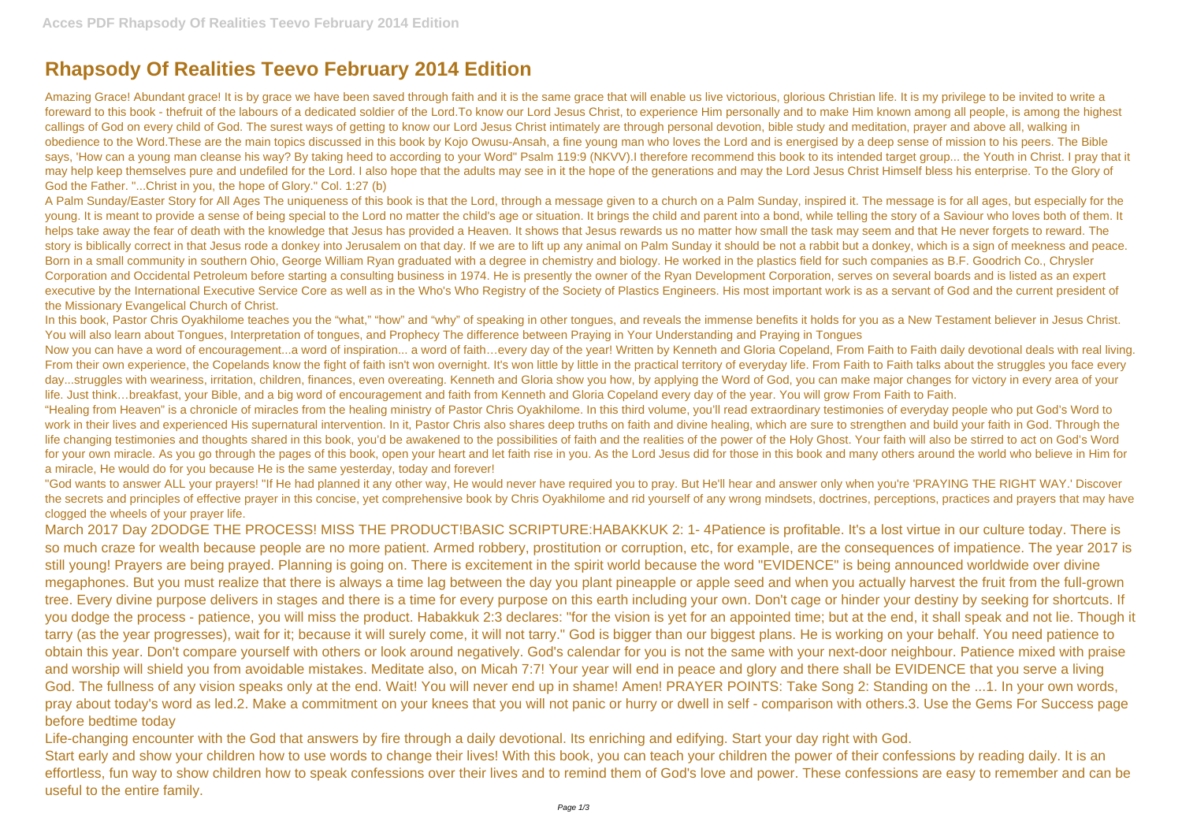# Rhapsody Of Realities Teevo February 2014 Edition

Amazing Grace! Abundant grace! It is by grace we have been saved through faith and it is the same grace that will enable us live victorious, glorious Christian life. It is my privilege to be invited to write a foreward to this book - thefruit of the labours of a dedicated soldier of the Lord.To know our Lord Jesus Christ, to experience Him personally and to make Him known among all people, is among the highest callings of God on every child of God. The surest ways of getting to know our Lord Jesus Christ intimately are through personal devotion, bible study and meditation, prayer and above all, walking in obedience to the Word.These are the main topics discussed in this book by Kojo Owusu-Ansah, a fine young man who loves the Lord and is energised by a deep sense of mission to his peers. The Bible says, 'How can a young man cleanse his way? By taking heed to according to your Word" Psalm 119:9 (NKVV).I therefore recommend this book to its intended target group... the Youth in Christ. I pray that it may help keep themselves pure and undefiled for the Lord. I also hope that the adults may see in it the hope of the generations and may the Lord Jesus Christ Himself bless his enterprise. To the Glory of God the Father. "...Christ in you, the hope of Glory." Col. 1:27 (b)

A Palm Sunday/Easter Story for All Ages The uniqueness of this book is that the Lord, through a message given to a church on a Palm Sunday, inspired it. The message is for all ages, but especially for the young. It is meant to provide a sense of being special to the Lord no matter the child's age or situation. It brings the child and parent into a bond, while telling the story of a Saviour who loves both of them. It helps take away the fear of death with the knowledge that Jesus has provided a Heaven. It shows that Jesus rewards us no matter how small the task may seem and that He never forgets to reward. The story is biblically correct in that Jesus rode a donkey into Jerusalem on that day. If we are to lift up any animal on Palm Sunday it should be not a rabbit but a donkey, which is a sign of meekness and peace. Born in a small community in southern Ohio, George William Ryan graduated with a degree in chemistry and biology. He worked in the plastics field for such companies as B.F. Goodrich Co., Chrysler Corporation and Occidental Petroleum before starting a consulting business in 1974. He is presently the owner of the Ryan Development Corporation, serves on several boards and is listed as an expert executive by the International Executive Service Core as well as in the Who's Who Registry of the Society of Plastics Engineers. His most important work is as a servant of God and the current president of the Missionary Evangelical Church of Christ.

In this book, Pastor Chris Oyakhilome teaches you the "what," "how" and "why" of speaking in other tongues, and reveals the immense benefits it holds for you as a New Testament believer in Jesus Christ. You will also learn about Tongues, Interpretation of tongues, and Prophecy The difference between Praying in Your Understanding and Praying in Tongues

Now you can have a word of encouragement...a word of inspiration... a word of faith…every day of the year! Written by Kenneth and Gloria Copeland, From Faith to Faith daily devotional deals with real living. From their own experience, the Copelands know the fight of faith isn't won overnight. It's won little by little in the practical territory of everyday life. From Faith to Faith talks about the struggles you face every day...struggles with weariness, irritation, children, finances, even overeating. Kenneth and Gloria show you how, by applying the Word of God, you can make major changes for victory in every area of your life. Just think…breakfast, your Bible, and a big word of encouragement and faith from Kenneth and Gloria Copeland every day of the year. You will grow From Faith to Faith.

"Healing from Heaven" is a chronicle of miracles from the healing ministry of Pastor Chris Oyakhilome. In this third volume, you'll read extraordinary testimonies of everyday people who put God's Word to work in their lives and experienced His supernatural intervention. In it, Pastor Chris also shares deep truths on faith and divine healing, which are sure to strengthen and build your faith in God. Through the life changing testimonies and thoughts shared in this book, you'd be awakened to the possibilities of faith and the realities of the power of the Holy Ghost. Your faith will also be stirred to act on God's Word for your own miracle. As you go through the pages of this book, open your heart and let faith rise in you. As the Lord Jesus did for those in this book and many others around the world who believe in Him for a miracle, He would do for you because He is the same yesterday, today and forever!

"God wants to answer ALL your prayers! "If He had planned it any other way, He would never have required you to pray. But He'll hear and answer only when you're 'PRAYING THE RIGHT WAY.' Discover the secrets and principles of effective prayer in this concise, yet comprehensive book by Chris Oyakhilome and rid yourself of any wrong mindsets, doctrines, perceptions, practices and prayers that may have clogged the wheels of your prayer life.

March 2017 Day 2DODGE THE PROCESS! MISS THE PRODUCT!BASIC SCRIPTURE:HABAKKUK 2: 1- 4Patience is profitable. It's a lost virtue in our culture today. There is so much craze for wealth because people are no more patient. Armed robbery, prostitution or corruption, etc, for example, are the consequences of impatience. The year 2017 is still young! Prayers are being prayed. Planning is going on. There is excitement in the spirit world because the word "EVIDENCE" is being announced worldwide over divine megaphones. But you must realize that there is always a time lag between the day you plant pineapple or apple seed and when you actually harvest the fruit from the full-grown tree. Every divine purpose delivers in stages and there is a time for every purpose on this earth including your own. Don't cage or hinder your destiny by seeking for shortcuts. If you dodge the process - patience, you will miss the product. Habakkuk 2:3 declares: "for the vision is yet for an appointed time; but at the end, it shall speak and not lie. Though it tarry (as the year progresses), wait for it; because it will surely come, it will not tarry." God is bigger than our biggest plans. He is working on your behalf. You need patience to obtain this year. Don't compare yourself with others or look around negatively. God's calendar for you is not the same with your next-door neighbour. Patience mixed with praise and worship will shield you from avoidable mistakes. Meditate also, on Micah 7:7! Your year will end in peace and glory and there shall be EVIDENCE that you serve a living God. The fullness of any vision speaks only at the end. Wait! You will never end up in shame! Amen! PRAYER POINTS: Take Song 2: Standing on the ...1. In your own words, pray about today's word as led.2. Make a commitment on your knees that you will not panic or hurry or dwell in self - comparison with others.3. Use the Gems For Success page before bedtime today

Life-changing encounter with the God that answers by fire through a daily devotional. Its enriching and edifying. Start your day right with God.

Start early and show your children how to use words to change their lives! With this book, you can teach your children the power of their confessions by reading daily. It is an effortless, fun way to show children how to speak confessions over their lives and to remind them of God's love and power. These confessions are easy to remember and can be useful to the entire family.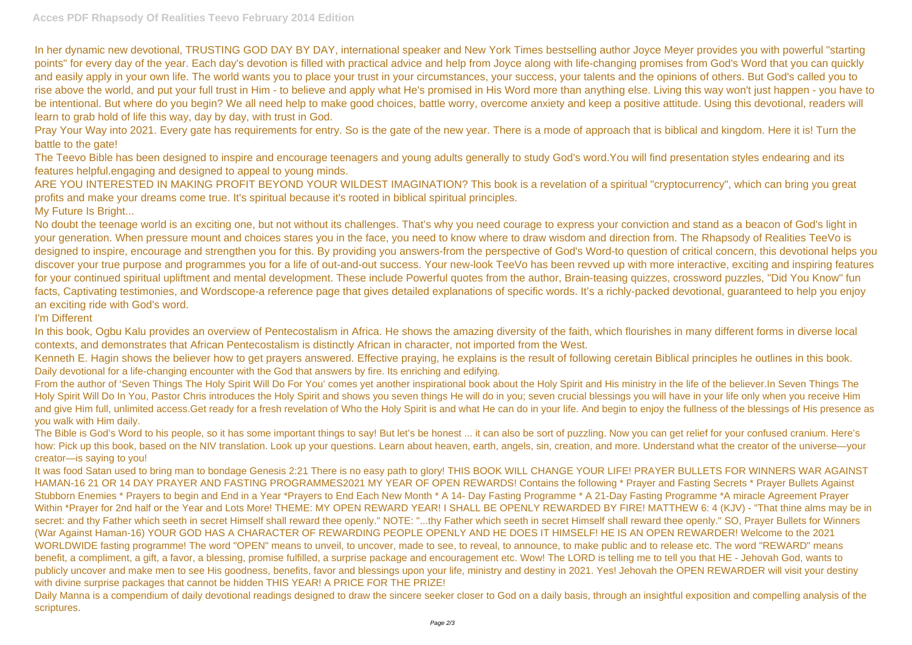In her dynamic new devotional, TRUSTING GOD DAY BY DAY, international speaker and New York Times bestselling author Joyce Meyer provides you with powerful "starting points" for every day of the year. Each day's devotion is filled with practical advice and help from Joyce along with life-changing promises from God's Word that you can quickly and easily apply in your own life. The world wants you to place your trust in your circumstances, your success, your talents and the opinions of others. But God's called you to rise above the world, and put your full trust in Him - to believe and apply what He's promised in His Word more than anything else. Living this way won't just happen - you have to be intentional. But where do you begin? We all need help to make good choices, battle worry, overcome anxiety and keep a positive attitude. Using this devotional, readers will learn to grab hold of life this way, day by day, with trust in God.

Pray Your Way into 2021. Every gate has requirements for entry. So is the gate of the new year. There is a mode of approach that is biblical and kingdom. Here it is! Turn the battle to the gate!

The Teevo Bible has been designed to inspire and encourage teenagers and young adults generally to study God's word.You will find presentation styles endearing and its features helpful.engaging and designed to appeal to young minds.

ARE YOU INTERESTED IN MAKING PROFIT BEYOND YOUR WILDEST IMAGINATION? This book is a revelation of a spiritual "cryptocurrency", which can bring you great profits and make your dreams come true. It's spiritual because it's rooted in biblical spiritual principles.

My Future Is Bright...

No doubt the teenage world is an exciting one, but not without its challenges. That's why you need courage to express your conviction and stand as a beacon of God's light in your generation. When pressure mount and choices stares you in the face, you need to know where to draw wisdom and direction from. The Rhapsody of Realities TeeVo is designed to inspire, encourage and strengthen you for this. By providing you answers-from the perspective of God's Word-to question of critical concern, this devotional helps you discover your true purpose and programmes you for a life of out-and-out success. Your new-look TeeVo has been revved up with more interactive, exciting and inspiring features for your continued spiritual upliftment and mental development. These include Powerful quotes from the author, Brain-teasing quizzes, crossword puzzles, "Did You Know" fun facts, Captivating testimonies, and Wordscope-a reference page that gives detailed explanations of specific words. It's a richly-packed devotional, guaranteed to help you enjoy an exciting ride with God's word.

I'm Different

In this book, Ogbu Kalu provides an overview of Pentecostalism in Africa. He shows the amazing diversity of the faith, which flourishes in many different forms in diverse local contexts, and demonstrates that African Pentecostalism is distinctly African in character, not imported from the West.

Kenneth E. Hagin shows the believer how to get prayers answered. Effective praying, he explains is the result of following ceretain Biblical principles he outlines in this book.

Daily devotional for a life-changing encounter with the God that answers by fire. Its enriching and edifying.

From the author of 'Seven Things The Holy Spirit Will Do For You' comes yet another inspirational book about the Holy Spirit and His ministry in the life of the believer.In Seven Things The Holy Spirit Will Do In You, Pastor Chris introduces the Holy Spirit and shows you seven things He will do in you; seven crucial blessings you will have in your life only when you receive Him and give Him full, unlimited access.Get ready for a fresh revelation of Who the Holy Spirit is and what He can do in your life. And begin to enjoy the fullness of the blessings of His presence as you walk with Him daily.

The Bible is God's Word to his people, so it has some important things to say! But let's be honest ... it can also be sort of puzzling. Now you can get relief for your confused cranium. Here's how: Pick up this book, based on the NIV translation. Look up your questions. Learn about heaven, earth, angels, sin, creation, and more. Understand what the creator of the universe—your creator—is saying to you!

It was food Satan used to bring man to bondage Genesis 2:21 There is no easy path to glory! THIS BOOK WILL CHANGE YOUR LIFE! PRAYER BULLETS FOR WINNERS WAR AGAINST HAMAN-16 21 OR 14 DAY PRAYER AND FASTING PROGRAMMES2021 MY YEAR OF OPEN REWARDS! Contains the following * Prayer and Fasting Secrets * Prayer Bullets Against Stubborn Enemies * Prayers to begin and End in a Year *Prayers to End Each New Month * A 14- Day Fasting Programme * A 21-Day Fasting Programme *A miracle Agreement Prayer Within *Prayer for 2nd half or the Year and Lots More! THEME: MY OPEN REWARD YEAR! I SHALL BE OPENLY REWARDED BY FIRE! MATTHEW 6: 4 (KJV) - "That thine alms may be in secret: and thy Father which seeth in secret Himself shall reward thee openly." NOTE: "...thy Father which seeth in secret Himself shall reward thee openly." SO, Prayer Bullets for Winners (War Against Haman-16) YOUR GOD HAS A CHARACTER OF REWARDING PEOPLE OPENLY AND HE DOES IT HIMSELF! HE IS AN OPEN REWARDER! Welcome to the 2021 WORLDWIDE fasting programme! The word "OPEN" means to unveil, to uncover, made to see, to reveal, to announce, to make public and to release etc. The word "REWARD" means benefit, a compliment, a gift, a favor, a blessing, promise fulfilled, a surprise package and encouragement etc. Wow! The LORD is telling me to tell you that HE - Jehovah God, wants to publicly uncover and make men to see His goodness, benefits, favor and blessings upon your life, ministry and destiny in 2021. Yes! Jehovah the OPEN REWARDER will visit your destiny with divine surprise packages that cannot be hidden THIS YEAR! A PRICE FOR THE PRIZE!

Daily Manna is a compendium of daily devotional readings designed to draw the sincere seeker closer to God on a daily basis, through an insightful exposition and compelling analysis of the scriptures.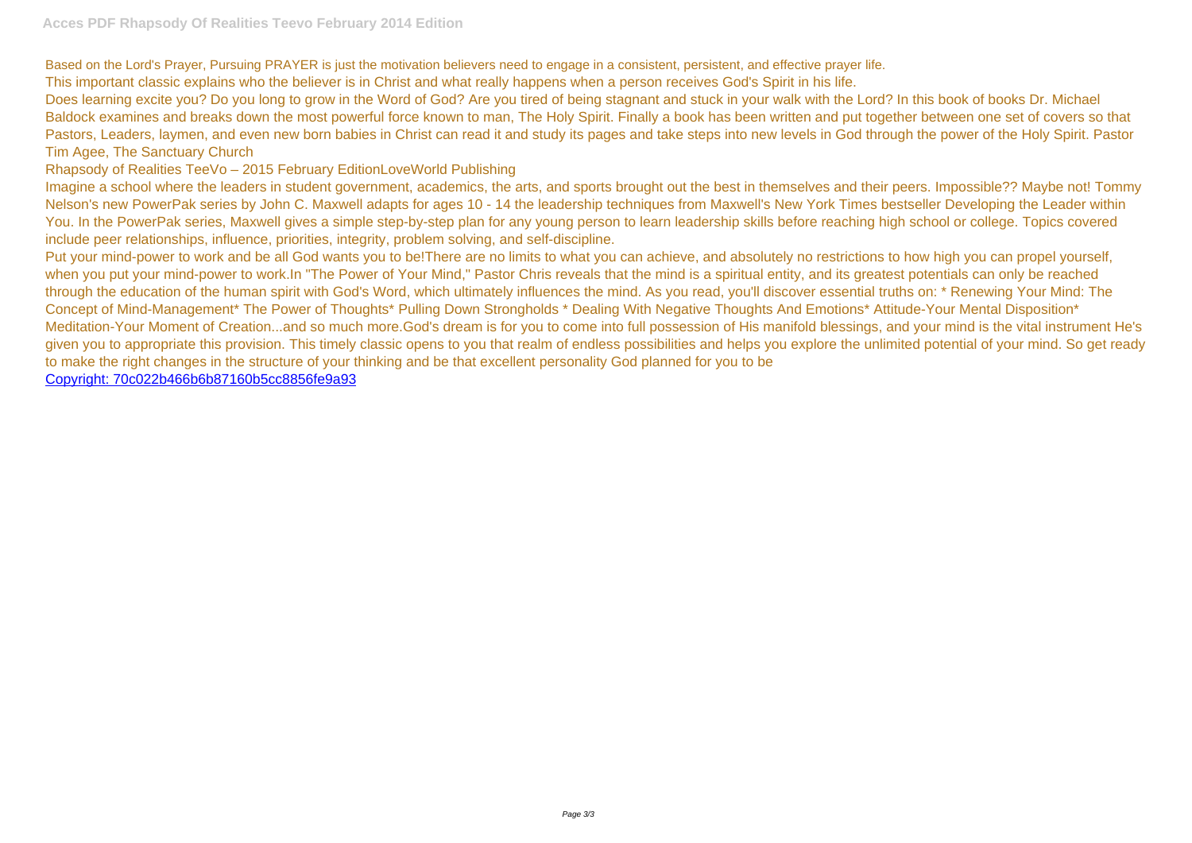Based on the Lord's Prayer, Pursuing PRAYER is just the motivation believers need to engage in a consistent, persistent, and effective prayer life.

This important classic explains who the believer is in Christ and what really happens when a person receives God's Spirit in his life.

Does learning excite you? Do you long to grow in the Word of God? Are you tired of being stagnant and stuck in your walk with the Lord? In this book of books Dr. Michael Baldock examines and breaks down the most powerful force known to man, The Holy Spirit. Finally a book has been written and put together between one set of covers so that Pastors, Leaders, laymen, and even new born babies in Christ can read it and study its pages and take steps into new levels in God through the power of the Holy Spirit. Pastor Tim Agee, The Sanctuary Church

Rhapsody of Realities TeeVo – 2015 February EditionLoveWorld Publishing

Imagine a school where the leaders in student government, academics, the arts, and sports brought out the best in themselves and their peers. Impossible?? Maybe not! Tommy Nelson's new PowerPak series by John C. Maxwell adapts for ages 10 - 14 the leadership techniques from Maxwell's New York Times bestseller Developing the Leader within You. In the PowerPak series, Maxwell gives a simple step-by-step plan for any young person to learn leadership skills before reaching high school or college. Topics covered include peer relationships, influence, priorities, integrity, problem solving, and self-discipline.

Put your mind-power to work and be all God wants you to be!There are no limits to what you can achieve, and absolutely no restrictions to how high you can propel yourself, when you put your mind-power to work.In "The Power of Your Mind," Pastor Chris reveals that the mind is a spiritual entity, and its greatest potentials can only be reached through the education of the human spirit with God's Word, which ultimately influences the mind. As you read, you'll discover essential truths on: * Renewing Your Mind: The Concept of Mind-Management* The Power of Thoughts* Pulling Down Strongholds * Dealing With Negative Thoughts And Emotions* Attitude-Your Mental Disposition* Meditation-Your Moment of Creation...and so much more.God's dream is for you to come into full possession of His manifold blessings, and your mind is the vital instrument He's given you to appropriate this provision. This timely classic opens to you that realm of endless possibilities and helps you explore the unlimited potential of your mind. So get ready to make the right changes in the structure of your thinking and be that excellent personality God planned for you to be

Copyright: 70c022b466b6b87160b5cc8856fe9a93